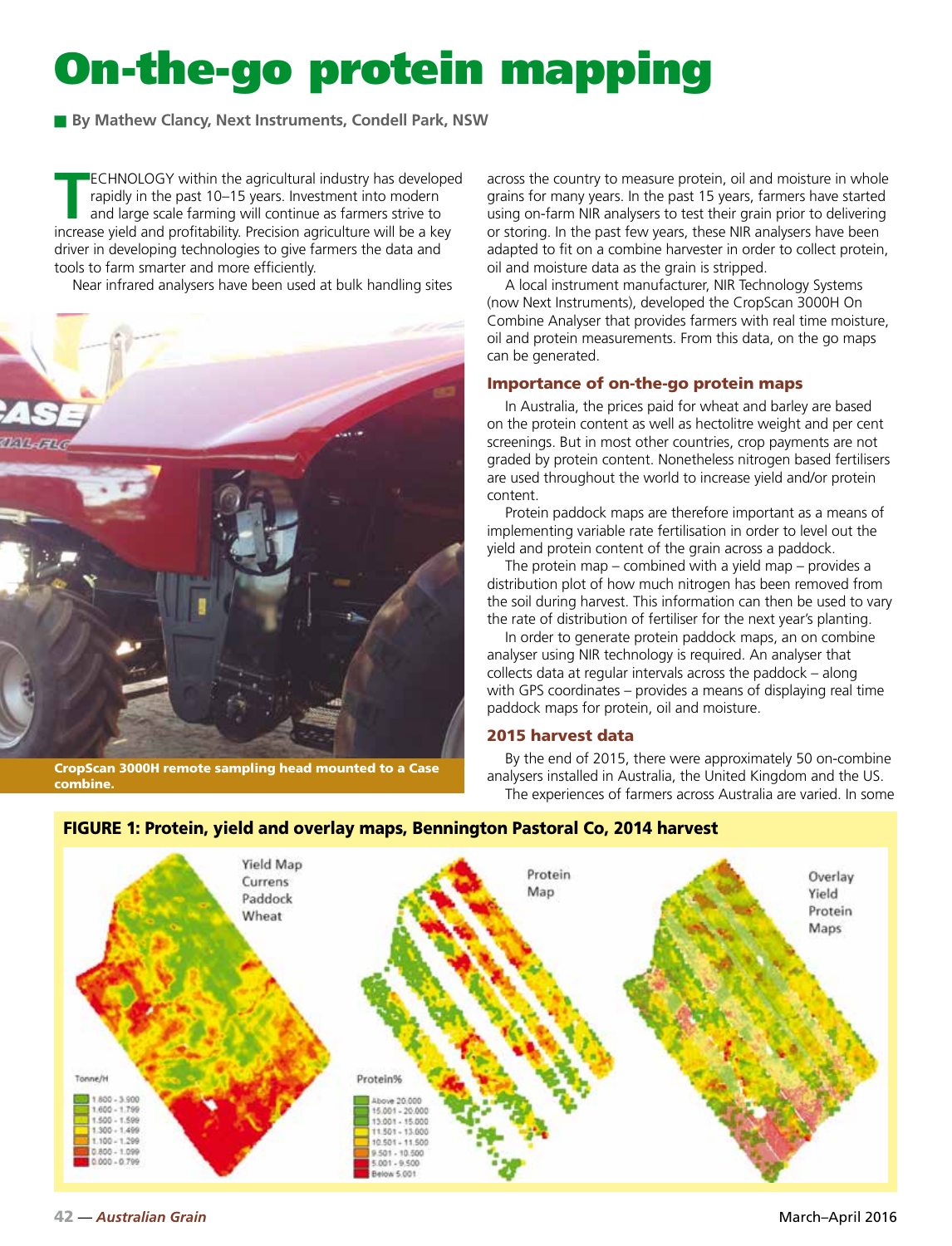# On-the-go protein mapping

■ **By Mathew Clancy, Next Instruments, Condell Park, NSW**

TECHNOLOGY within the agricultural industry has developed rapidly in the past 10–15 years. Investment into modern and large scale farming will continue as farmers strive to increase yield and profitability. Precision agriculture will be a key driver in developing technologies to give farmers the data and tools to farm smarter and more efficiently.

Near infrared analysers have been used at bulk handling sites across the country to measure protein, oil and moisture in whole grains for many years. In the past 15 years, farmers have started using on-farm NIR analysers to test their grain prior to delivering or storing. In the past few years, these NIR analysers have been adapted to fit on a combine harvester in order to collect protein, oil and moisture data as the grain is stripped.

**CropScan 3000H remote sampling head mounted to a Case combine.**

A local instrument manufacturer, NIR Technology Systems (now Next Instruments), developed the CropScan 3000H On Combine Analyser that provides farmers with real time moisture, oil and protein measurements. From this data, on the go maps can be generated.

### Importance of on-the-go protein maps

In Australia, the prices paid for wheat and barley are based on the protein content as well as hectolitre weight and per cent screenings. But in most other countries, crop payments are not graded by protein content. Nonetheless nitrogen based fertilisers are used throughout the world to increase yield and/or protein content.

Protein paddock maps are therefore important as a means of implementing variable rate fertilisation in order to level out the yield and protein content of the grain across a paddock.

The protein map – combined with a yield map – provides a distribution plot of how much nitrogen has been removed from the soil during harvest. This information can then be used to vary the rate of distribution of fertiliser for the next year's planting.

In order to generate protein paddock maps, an on combine analyser using NIR technology is required. An analyser that collects data at regular intervals across the paddock – along with GPS coordinates – provides a means of displaying real time paddock maps for protein, oil and moisture.

### 2015 harvest data

By the end of 2015, there were approximately 50 on-combine analysers installed in Australia, the United Kingdom and the US.

The experiences of farmers across Australia are varied. In some

**FIGURE 1: Protein, yield and overlay maps, Bennington Pastoral Co, 2014 harvest**

Yield Map Currens Paddock Wheat

| Tonne/H |
|---|
| 1.800 - 3.900 |
| 1.600 - 1.799 |
| 1.500 - 1.599 |
| 1.300 - 1.499 |
| 1.100 - 1.299 |
| 0.800 - 1.099 |
| 0.000 - 0.799 |

Protein Map

| Protein% |
|---|
| Above 20.000 |
| 15.001 - 20.000 |
| 13.001 - 15.000 |
| 11.501 - 13.000 |
| 10.501 - 11.500 |
| 9.501 - 10.500 |
| 5.001 - 9.500 |
| Below 5.001 |

Overlay Yield Protein Maps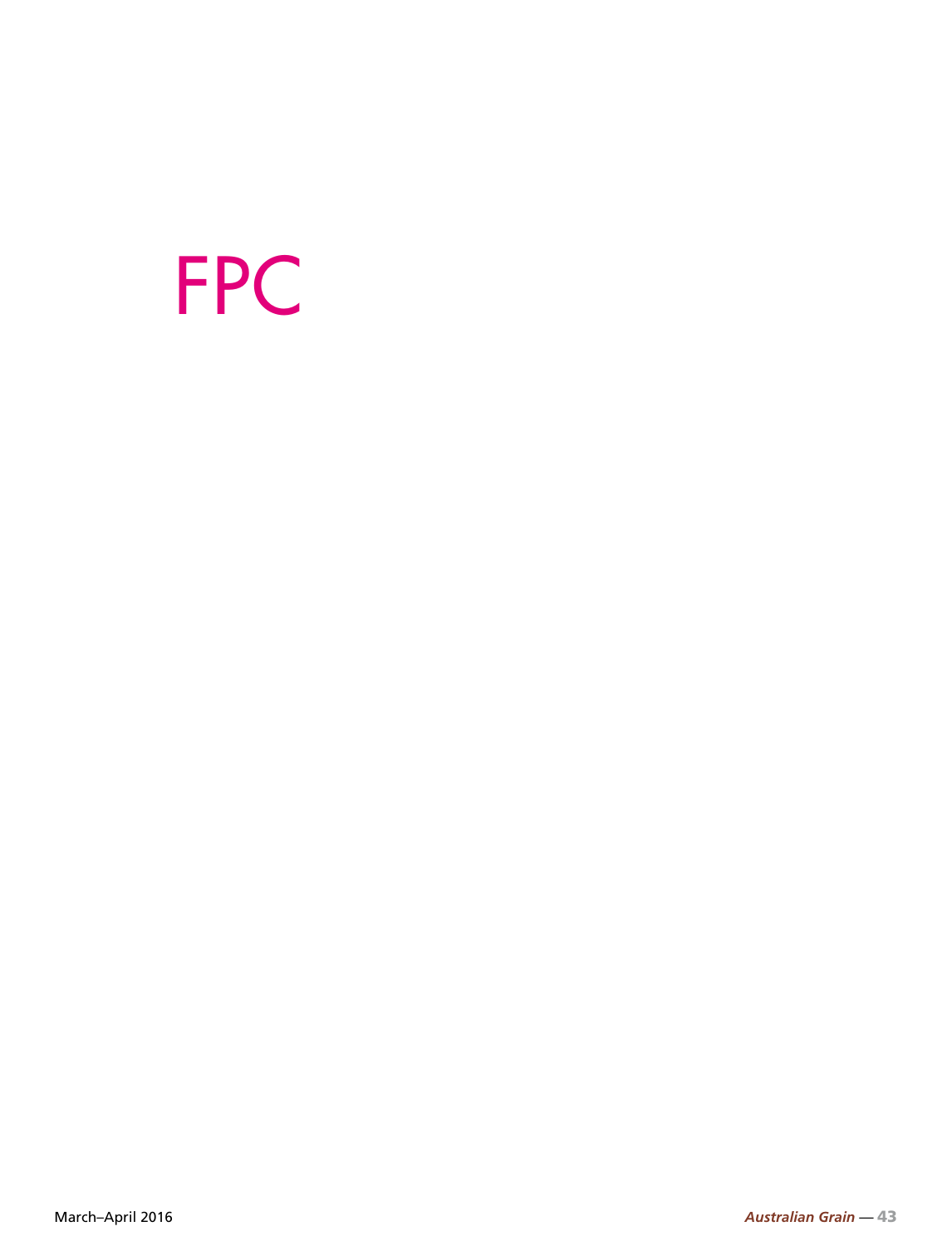FPC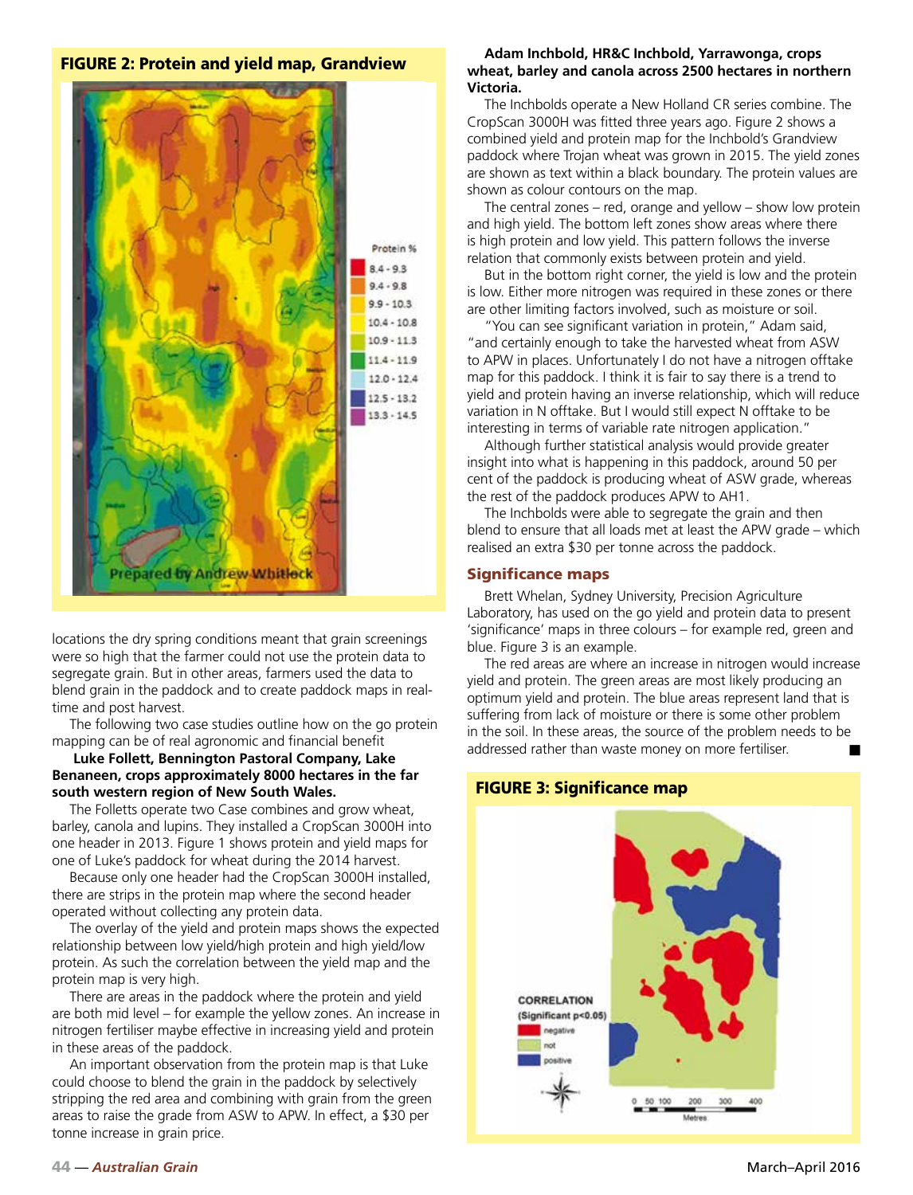**FIGURE 2: Protein and yield map, Grandview**

Protein %

8.4 - 9.3

9.4 - 9.8

9.9 - 10.3

10.4 - 10.8

10.9 - 11.3

11.4 - 11.9

12.0 - 12.4

12.5 - 13.2

13.3 - 14.5

Prepared by Andrew Whitlock

locations the dry spring conditions meant that grain screenings were so high that the farmer could not use the protein data to segregate grain. But in other areas, farmers used the data to blend grain in the paddock and to create paddock maps in real-time and post harvest.

The following two case studies outline how on the go protein mapping can be of real agronomic and financial benefit

**Luke Follett, Bennington Pastoral Company, Lake Benaneen, crops approximately 8000 hectares in the far south western region of New South Wales.**

The Folletts operate two Case combines and grow wheat, barley, canola and lupins. They installed a CropScan 3000H into one header in 2013. Figure 1 shows protein and yield maps for one of Luke's paddock for wheat during the 2014 harvest.

Because only one header had the CropScan 3000H installed, there are strips in the protein map where the second header operated without collecting any protein data.

The overlay of the yield and protein maps shows the expected relationship between low yield/high protein and high yield/low protein. As such the correlation between the yield map and the protein map is very high.

There are areas in the paddock where the protein and yield are both mid level – for example the yellow zones. An increase in nitrogen fertiliser maybe effective in increasing yield and protein in these areas of the paddock.

An important observation from the protein map is that Luke could choose to blend the grain in the paddock by selectively stripping the red area and combining with grain from the green areas to raise the grade from ASW to APW. In effect, a $30 per tonne increase in grain price.

**Adam Inchbold, HR&C Inchbold, Yarrawonga, crops wheat, barley and canola across 2500 hectares in northern Victoria.**

The Inchbolds operate a New Holland CR series combine. The CropScan 3000H was fitted three years ago. Figure 2 shows a combined yield and protein map for the Inchbold's Grandview paddock where Trojan wheat was grown in 2015. The yield zones are shown as text within a black boundary. The protein values are shown as colour contours on the map.

The central zones – red, orange and yellow – show low protein and high yield. The bottom left zones show areas where there is high protein and low yield. This pattern follows the inverse relation that commonly exists between protein and yield.

But in the bottom right corner, the yield is low and the protein is low. Either more nitrogen was required in these zones or there are other limiting factors involved, such as moisture or soil.

"You can see significant variation in protein," Adam said, "and certainly enough to take the harvested wheat from ASW to APW in places. Unfortunately I do not have a nitrogen offtake map for this paddock. I think it is fair to say there is a trend to yield and protein having an inverse relationship, which will reduce variation in N offtake. But I would still expect N offtake to be interesting in terms of variable rate nitrogen application."

Although further statistical analysis would provide greater insight into what is happening in this paddock, around 50 per cent of the paddock is producing wheat of ASW grade, whereas the rest of the paddock produces APW to AH1.

The Inchbolds were able to segregate the grain and then blend to ensure that all loads met at least the APW grade – which realised an extra $30 per tonne across the paddock.

## Significance maps

Brett Whelan, Sydney University, Precision Agriculture Laboratory, has used on the go yield and protein data to present 'significance' maps in three colours – for example red, green and blue. Figure 3 is an example.

The red areas are where an increase in nitrogen would increase yield and protein. The green areas are most likely producing an optimum yield and protein. The blue areas represent land that is suffering from lack of moisture or there is some other problem in the soil. In these areas, the source of the problem needs to be addressed rather than waste money on more fertiliser. ■

**FIGURE 3: Significance map**

CORRELATION
(Significant $p<0.05$)

negative

not

positive

0 50 100 200 300 400

Metres